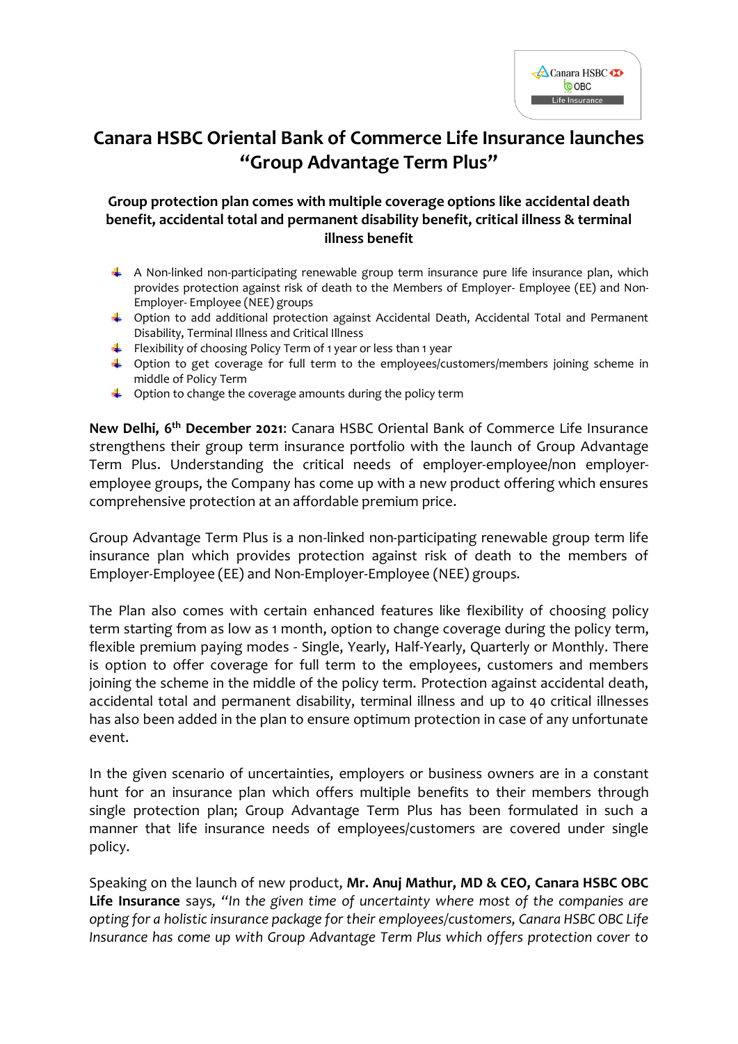# Canara HSBC Oriental Bank of Commerce Life Insurance launches "Group Advantage Term Plus"

**Group protection plan comes with multiple coverage options like accidental death benefit, accidental total and permanent disability benefit, critical illness & terminal illness benefit**

- A Non-linked non-participating renewable group term insurance pure life insurance plan, which provides protection against risk of death to the Members of Employer- Employee (EE) and Non-Employer- Employee (NEE) groups
- Option to add additional protection against Accidental Death, Accidental Total and Permanent Disability, Terminal Illness and Critical Illness
- Flexibility of choosing Policy Term of 1 year or less than 1 year
- Option to get coverage for full term to the employees/customers/members joining scheme in middle of Policy Term
- Option to change the coverage amounts during the policy term

**New Delhi, 6th December 2021**: Canara HSBC Oriental Bank of Commerce Life Insurance strengthens their group term insurance portfolio with the launch of Group Advantage Term Plus. Understanding the critical needs of employer-employee/non employer-employee groups, the Company has come up with a new product offering which ensures comprehensive protection at an affordable premium price.

Group Advantage Term Plus is a non-linked non-participating renewable group term life insurance plan which provides protection against risk of death to the members of Employer-Employee (EE) and Non-Employer-Employee (NEE) groups.

The Plan also comes with certain enhanced features like flexibility of choosing policy term starting from as low as 1 month, option to change coverage during the policy term, flexible premium paying modes - Single, Yearly, Half-Yearly, Quarterly or Monthly. There is option to offer coverage for full term to the employees, customers and members joining the scheme in the middle of the policy term. Protection against accidental death, accidental total and permanent disability, terminal illness and up to 40 critical illnesses has also been added in the plan to ensure optimum protection in case of any unfortunate event.

In the given scenario of uncertainties, employers or business owners are in a constant hunt for an insurance plan which offers multiple benefits to their members through single protection plan; Group Advantage Term Plus has been formulated in such a manner that life insurance needs of employees/customers are covered under single policy.

Speaking on the launch of new product, **Mr. Anuj Mathur, MD & CEO, Canara HSBC OBC Life Insurance** says, *"In the given time of uncertainty where most of the companies are opting for a holistic insurance package for their employees/customers, Canara HSBC OBC Life Insurance has come up with Group Advantage Term Plus which offers protection cover to*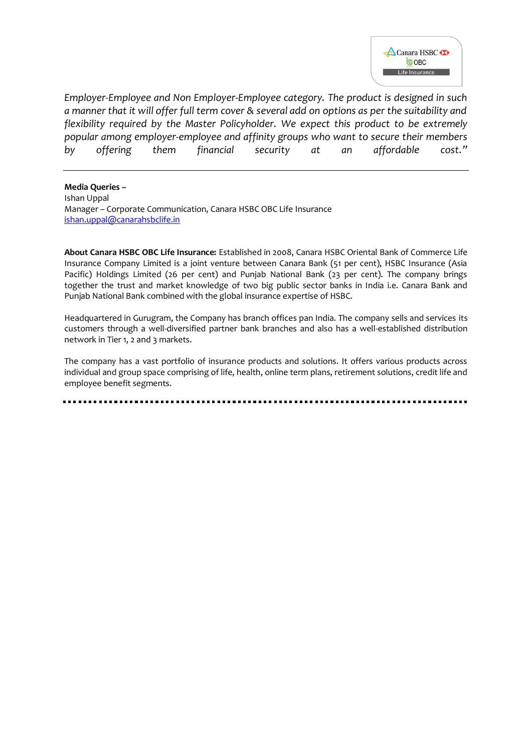*Employer-Employee and Non Employer-Employee category. The product is designed in such a manner that it will offer full term cover & several add on options as per the suitability and flexibility required by the Master Policyholder. We expect this product to be extremely popular among employer-employee and affinity groups who want to secure their members by offering them financial security at an affordable cost."*

---

**Media Queries –**
Ishan Uppal
Manager – Corporate Communication, Canara HSBC OBC Life Insurance
ishan.uppal@canarahsbclife.in

**About Canara HSBC OBC Life Insurance:** Established in 2008, Canara HSBC Oriental Bank of Commerce Life Insurance Company Limited is a joint venture between Canara Bank (51 per cent), HSBC Insurance (Asia Pacific) Holdings Limited (26 per cent) and Punjab National Bank (23 per cent). The company brings together the trust and market knowledge of two big public sector banks in India i.e. Canara Bank and Punjab National Bank combined with the global insurance expertise of HSBC.

Headquartered in Gurugram, the Company has branch offices pan India. The company sells and services its customers through a well-diversified partner bank branches and also has a well-established distribution network in Tier 1, 2 and 3 markets.

The company has a vast portfolio of insurance products and solutions. It offers various products across individual and group space comprising of life, health, online term plans, retirement solutions, credit life and employee benefit segments.